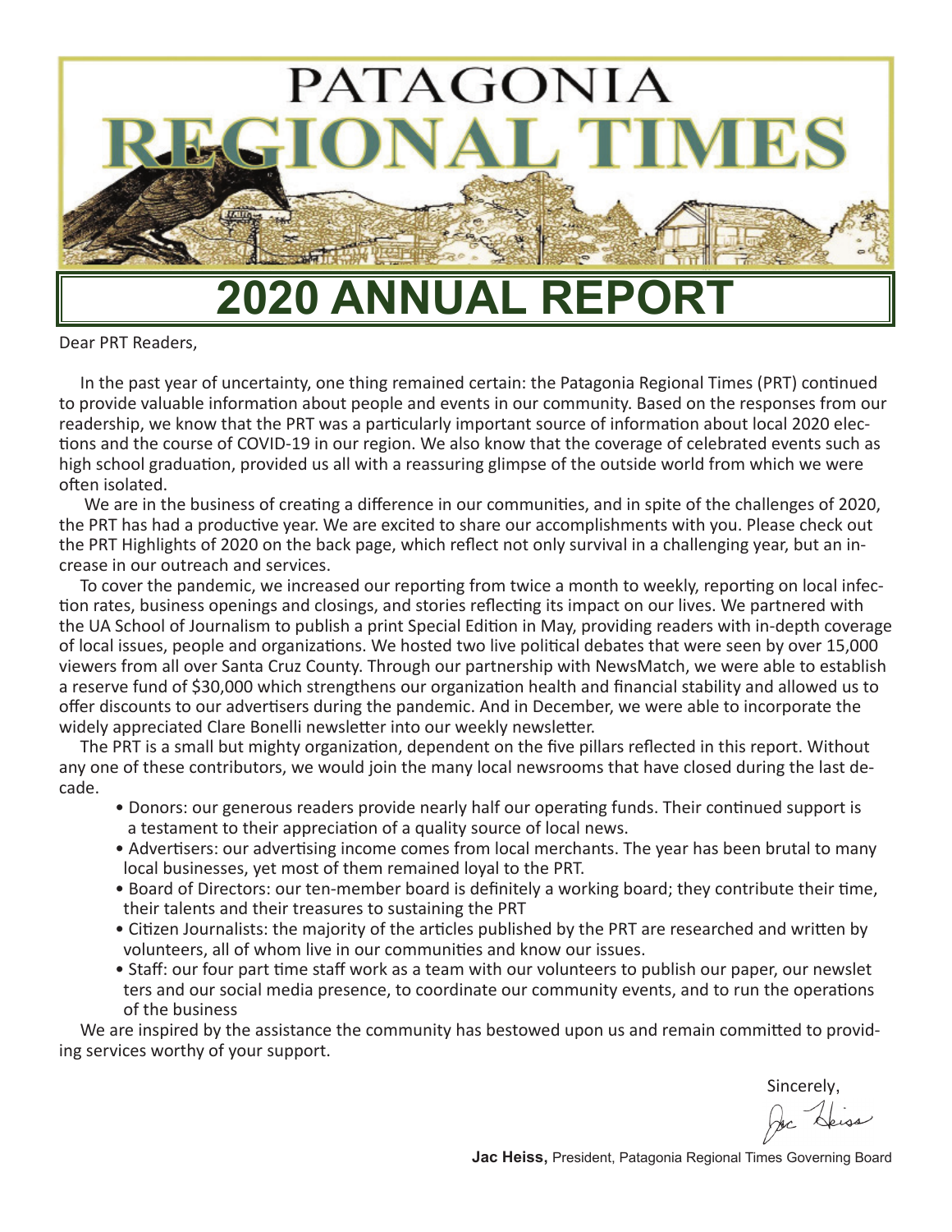# PATAGONIA REGIONAL TIMES

# 2020 ANNUAL REPORT

Dear PRT Readers,

In the past year of uncertainty, one thing remained certain: the Patagonia Regional Times (PRT) continued to provide valuable information about people and events in our community. Based on the responses from our readership, we know that the PRT was a particularly important source of information about local 2020 elections and the course of COVID-19 in our region. We also know that the coverage of celebrated events such as high school graduation, provided us all with a reassuring glimpse of the outside world from which we were often isolated.

We are in the business of creating a difference in our communities, and in spite of the challenges of 2020, the PRT has had a productive year. We are excited to share our accomplishments with you. Please check out the PRT Highlights of 2020 on the back page, which reflect not only survival in a challenging year, but an increase in our outreach and services.

To cover the pandemic, we increased our reporting from twice a month to weekly, reporting on local infection rates, business openings and closings, and stories reflecting its impact on our lives. We partnered with the UA School of Journalism to publish a print Special Edition in May, providing readers with in-depth coverage of local issues, people and organizations. We hosted two live political debates that were seen by over 15,000 viewers from all over Santa Cruz County. Through our partnership with NewsMatch, we were able to establish a reserve fund of $30,000 which strengthens our organization health and financial stability and allowed us to offer discounts to our advertisers during the pandemic. And in December, we were able to incorporate the widely appreciated Clare Bonelli newsletter into our weekly newsletter.

The PRT is a small but mighty organization, dependent on the five pillars reflected in this report. Without any one of these contributors, we would join the many local newsrooms that have closed during the last decade.

- Donors: our generous readers provide nearly half our operating funds. Their continued support is a testament to their appreciation of a quality source of local news.
- Advertisers: our advertising income comes from local merchants. The year has been brutal to many local businesses, yet most of them remained loyal to the PRT.
- Board of Directors: our ten-member board is definitely a working board; they contribute their time, their talents and their treasures to sustaining the PRT
- Citizen Journalists: the majority of the articles published by the PRT are researched and written by volunteers, all of whom live in our communities and know our issues.
- Staff: our four part time staff work as a team with our volunteers to publish our paper, our newsletters and our social media presence, to coordinate our community events, and to run the operations of the business

We are inspired by the assistance the community has bestowed upon us and remain committed to providing services worthy of your support.

Sincerely,

Jac Heiss

**Jac Heiss,** President, Patagonia Regional Times Governing Board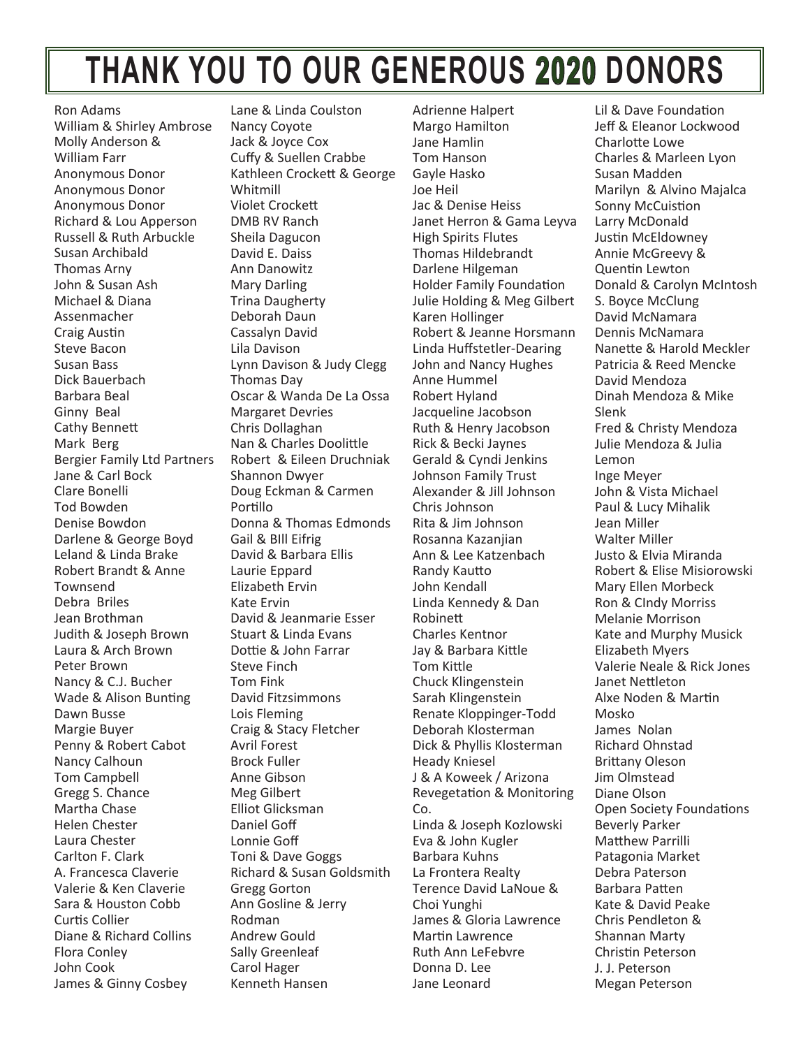# THANK YOU TO OUR GENEROUS 2020 DONORS

Ron Adams
William & Shirley Ambrose
Molly Anderson & William Farr
Anonymous Donor
Anonymous Donor
Anonymous Donor
Richard & Lou Apperson
Russell & Ruth Arbuckle
Susan Archibald
Thomas Arny
John & Susan Ash
Michael & Diana Assenmacher
Craig Austin
Steve Bacon
Susan Bass
Dick Bauerbach
Barbara Beal
Ginny Beal
Cathy Bennett
Mark Berg
Bergier Family Ltd Partners
Jane & Carl Bock
Clare Bonelli
Tod Bowden
Denise Bowdon
Darlene & George Boyd
Leland & Linda Brake
Robert Brandt & Anne Townsend
Debra Briles
Jean Brothman
Judith & Joseph Brown
Laura & Arch Brown
Peter Brown
Nancy & C.J. Bucher
Wade & Alison Bunting
Dawn Busse
Margie Buyer
Penny & Robert Cabot
Nancy Calhoun
Tom Campbell
Gregg S. Chance
Martha Chase
Helen Chester
Laura Chester
Carlton F. Clark
A. Francesca Claverie
Valerie & Ken Claverie
Sara & Houston Cobb
Curtis Collier
Diane & Richard Collins
Flora Conley
John Cook
James & Ginny Cosbey
Lane & Linda Coulston
Nancy Coyote
Jack & Joyce Cox
Cuffy & Suellen Crabbe
Kathleen Crockett & George Whitmill
Violet Crockett
DMB RV Ranch
Sheila Dagucon
David E. Daiss
Ann Danowitz
Mary Darling
Trina Daugherty
Deborah Daun
Cassalyn David
Lila Davison
Lynn Davison & Judy Clegg
Thomas Day
Oscar & Wanda De La Ossa
Margaret Devries
Chris Dollaghan
Nan & Charles Doolittle
Robert & Eileen Druchniak
Shannon Dwyer
Doug Eckman & Carmen Portillo
Donna & Thomas Edmonds
Gail & BIll Eifrig
David & Barbara Ellis
Laurie Eppard
Elizabeth Ervin
Kate Ervin
David & Jeanmarie Esser
Stuart & Linda Evans
Dottie & John Farrar
Steve Finch
Tom Fink
David Fitzsimmons
Lois Fleming
Craig & Stacy Fletcher
Avril Forest
Brock Fuller
Anne Gibson
Meg Gilbert
Elliot Glicksman
Daniel Goff
Lonnie Goff
Toni & Dave Goggs
Richard & Susan Goldsmith
Gregg Gorton
Ann Gosline & Jerry Rodman
Andrew Gould
Sally Greenleaf
Carol Hager
Kenneth Hansen
Adrienne Halpert
Margo Hamilton
Jane Hamlin
Tom Hanson
Gayle Hasko
Joe Heil
Jac & Denise Heiss
Janet Herron & Gama Leyva
High Spirits Flutes
Thomas Hildebrandt
Darlene Hilgeman
Holder Family Foundation
Julie Holding & Meg Gilbert
Karen Hollinger
Robert & Jeanne Horsmann
Linda Huffstetler-Dearing
John and Nancy Hughes
Anne Hummel
Robert Hyland
Jacqueline Jacobson
Ruth & Henry Jacobson
Rick & Becki Jaynes
Gerald & Cyndi Jenkins
Johnson Family Trust
Alexander & Jill Johnson
Chris Johnson
Rita & Jim Johnson
Rosanna Kazanjian
Ann & Lee Katzenbach
Randy Kautto
John Kendall
Linda Kennedy & Dan Robinett
Charles Kentnor
Jay & Barbara Kittle
Tom Kittle
Chuck Klingenstein
Sarah Klingenstein
Renate Kloppinger-Todd
Deborah Klosterman
Dick & Phyllis Klosterman
Heady Kniesel
J & A Koweek / Arizona Revegetation & Monitoring Co.
Linda & Joseph Kozlowski
Eva & John Kugler
Barbara Kuhns
La Frontera Realty
Terence David LaNoue & Choi Yunghi
James & Gloria Lawrence
Martin Lawrence
Ruth Ann LeFebvre
Donna D. Lee
Jane Leonard
Lil & Dave Foundation
Jeff & Eleanor Lockwood
Charlotte Lowe
Charles & Marleen Lyon
Susan Madden
Marilyn & Alvino Majalca
Sonny McCuistion
Larry McDonald
Justin McEldowney
Annie McGreevy & Quentin Lewton
Donald & Carolyn McIntosh
S. Boyce McClung
David McNamara
Dennis McNamara
Nanette & Harold Meckler
Patricia & Reed Mencke
David Mendoza
Dinah Mendoza & Mike Slenk
Fred & Christy Mendoza
Julie Mendoza & Julia Lemon
Inge Meyer
John & Vista Michael
Paul & Lucy Mihalik
Jean Miller
Walter Miller
Justo & Elvia Miranda
Robert & Elise Misiorowski
Mary Ellen Morbeck
Ron & CIndy Morriss
Melanie Morrison
Kate and Murphy Musick
Elizabeth Myers
Valerie Neale & Rick Jones
Janet Nettleton
Alxe Noden & Martin Mosko
James Nolan
Richard Ohnstad
Brittany Oleson
Jim Olmstead
Diane Olson
Open Society Foundations
Beverly Parker
Matthew Parrilli
Patagonia Market
Debra Paterson
Barbara Patten
Kate & David Peake
Chris Pendleton & Shannan Marty
Christin Peterson
J. J. Peterson
Megan Peterson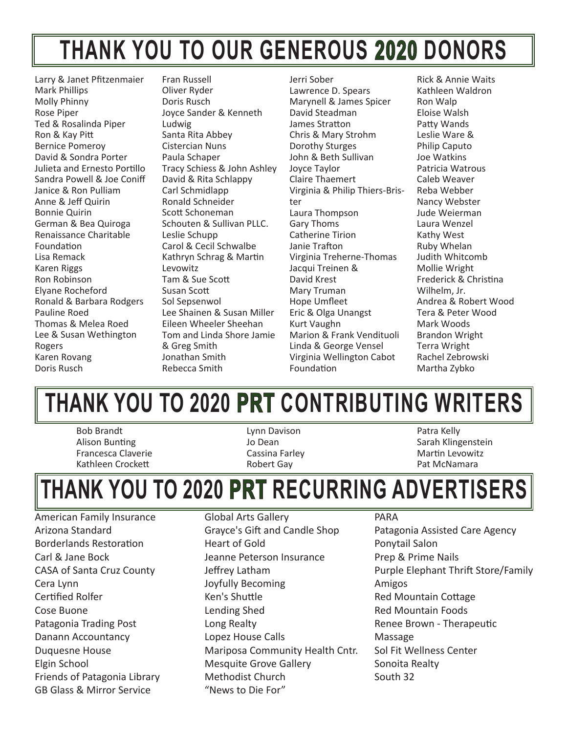# THANK YOU TO OUR GENEROUS 2020 DONORS

Larry & Janet Pfitzenmaier
Mark Phillips
Molly Phinny
Rose Piper
Ted & Rosalinda Piper
Ron & Kay Pitt
Bernice Pomeroy
David & Sondra Porter
Julieta and Ernesto Portillo
Sandra Powell & Joe Coniff
Janice & Ron Pulliam
Anne & Jeff Quirin
Bonnie Quirin
German & Bea Quiroga
Renaissance Charitable Foundation
Lisa Remack
Karen Riggs
Ron Robinson
Elyane Rocheford
Ronald & Barbara Rodgers
Pauline Roed
Thomas & Melea Roed
Lee & Susan Wethington Rogers
Karen Rovang
Doris Rusch

Fran Russell
Oliver Ryder
Doris Rusch
Joyce Sander & Kenneth Ludwig
Santa Rita Abbey Cistercian Nuns
Paula Schaper
Tracy Schiess & John Ashley
David & Rita Schlappy
Carl Schmidlapp
Ronald Schneider
Scott Schoneman
Schouten & Sullivan PLLC.
Leslie Schupp
Carol & Cecil Schwalbe
Kathryn Schrag & Martin Levowitz
Tam & Sue Scott
Susan Scott
Sol Sepsenwol
Lee Shainen & Susan Miller
Eileen Wheeler Sheehan
Tom and Linda Shore Jamie & Greg Smith
Jonathan Smith
Rebecca Smith

Jerri Sober
Lawrence D. Spears
Marynell & James Spicer
David Steadman
James Stratton
Chris & Mary Strohm
Dorothy Sturges
John & Beth Sullivan
Joyce Taylor
Claire Thaemert
Virginia & Philip Thiers-Brister
Laura Thompson
Gary Thoms
Catherine Tirion
Janie Trafton
Virginia Treherne-Thomas
Jacqui Treinen & David Krest
Mary Truman
Hope Umfleet
Eric & Olga Unangst
Kurt Vaughn
Marion & Frank Vendituoli
Linda & George Vensel
Virginia Wellington Cabot Foundation

Rick & Annie Waits
Kathleen Waldron
Ron Walp
Eloise Walsh
Patty Wands
Leslie Ware & Philip Caputo
Joe Watkins
Patricia Watrous
Caleb Weaver
Reba Webber
Nancy Webster
Jude Weierman
Laura Wenzel
Kathy West
Ruby Whelan
Judith Whitcomb
Mollie Wright
Frederick & Christina Wilhelm, Jr.
Andrea & Robert Wood
Tera & Peter Wood
Mark Woods
Brandon Wright
Terra Wright
Rachel Zebrowski
Martha Zybko

# THANK YOU TO 2020 PRT CONTRIBUTING WRITERS

Bob Brandt
Alison Bunting
Francesca Claverie
Kathleen Crockett

Lynn Davison
Jo Dean
Cassina Farley
Robert Gay

Patra Kelly
Sarah Klingenstein
Martin Levowitz
Pat McNamara

# THANK YOU TO 2020 PRT RECURRING ADVERTISERS

American Family Insurance
Arizona Standard
Borderlands Restoration
Carl & Jane Bock
CASA of Santa Cruz County
Cera Lynn
Certified Rolfer
Cose Buone
Patagonia Trading Post
Danann Accountancy
Duquesne House
Elgin School
Friends of Patagonia Library
GB Glass & Mirror Service

Global Arts Gallery
Grayce's Gift and Candle Shop
Heart of Gold
Jeanne Peterson Insurance
Jeffrey Latham
Joyfully Becoming
Ken's Shuttle
Lending Shed
Long Realty
Lopez House Calls
Mariposa Community Health Cntr.
Mesquite Grove Gallery
Methodist Church
"News to Die For"

PARA
Patagonia Assisted Care Agency
Ponytail Salon
Prep & Prime Nails
Purple Elephant Thrift Store/Family Amigos
Red Mountain Cottage
Red Mountain Foods
Renee Brown - Therapeutic Massage
Sol Fit Wellness Center
Sonoita Realty
South 32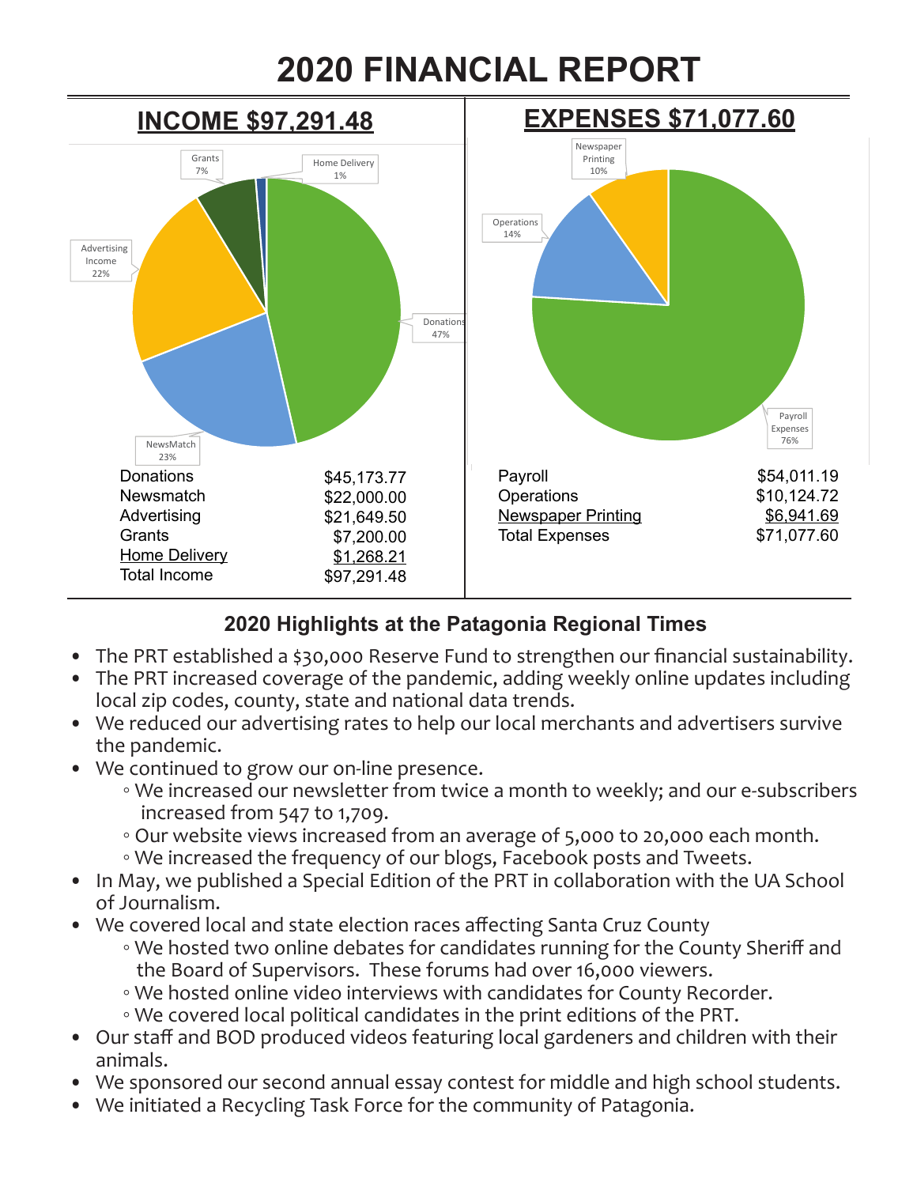# 2020 FINANCIAL REPORT

## INCOME $97,291.48

Grants
7%

Home Delivery
1%

Advertising Income
22%

Donations
47%

NewsMatch
23%

| | |
|---|---|
| Donations | $45,173.77 |
| Newsmatch | $22,000.00 |
| Advertising | $21,649.50 |
| Grants | $7,200.00 |
| Home Delivery | $1,268.21 |
| Total Income | $97,291.48 |

## EXPENSES $71,077.60

Newspaper Printing
10%

Operations
14%

Payroll Expenses
76%

| | |
|---|---|
| Payroll | $54,011.19 |
| Operations | $10,124.72 |
| Newspaper Printing | $6,941.69 |
| Total Expenses | $71,077.60 |

### 2020 Highlights at the Patagonia Regional Times

- The PRT established a $30,000 Reserve Fund to strengthen our financial sustainability.
- The PRT increased coverage of the pandemic, adding weekly online updates including local zip codes, county, state and national data trends.
- We reduced our advertising rates to help our local merchants and advertisers survive the pandemic.
- We continued to grow our on-line presence.
  - We increased our newsletter from twice a month to weekly; and our e-subscribers increased from 547 to 1,709.
  - Our website views increased from an average of 5,000 to 20,000 each month.
  - We increased the frequency of our blogs, Facebook posts and Tweets.
- In May, we published a Special Edition of the PRT in collaboration with the UA School of Journalism.
- We covered local and state election races affecting Santa Cruz County
  - We hosted two online debates for candidates running for the County Sheriff and the Board of Supervisors. These forums had over 16,000 viewers.
  - We hosted online video interviews with candidates for County Recorder.
  - We covered local political candidates in the print editions of the PRT.
- Our staff and BOD produced videos featuring local gardeners and children with their animals.
- We sponsored our second annual essay contest for middle and high school students.
- We initiated a Recycling Task Force for the community of Patagonia.